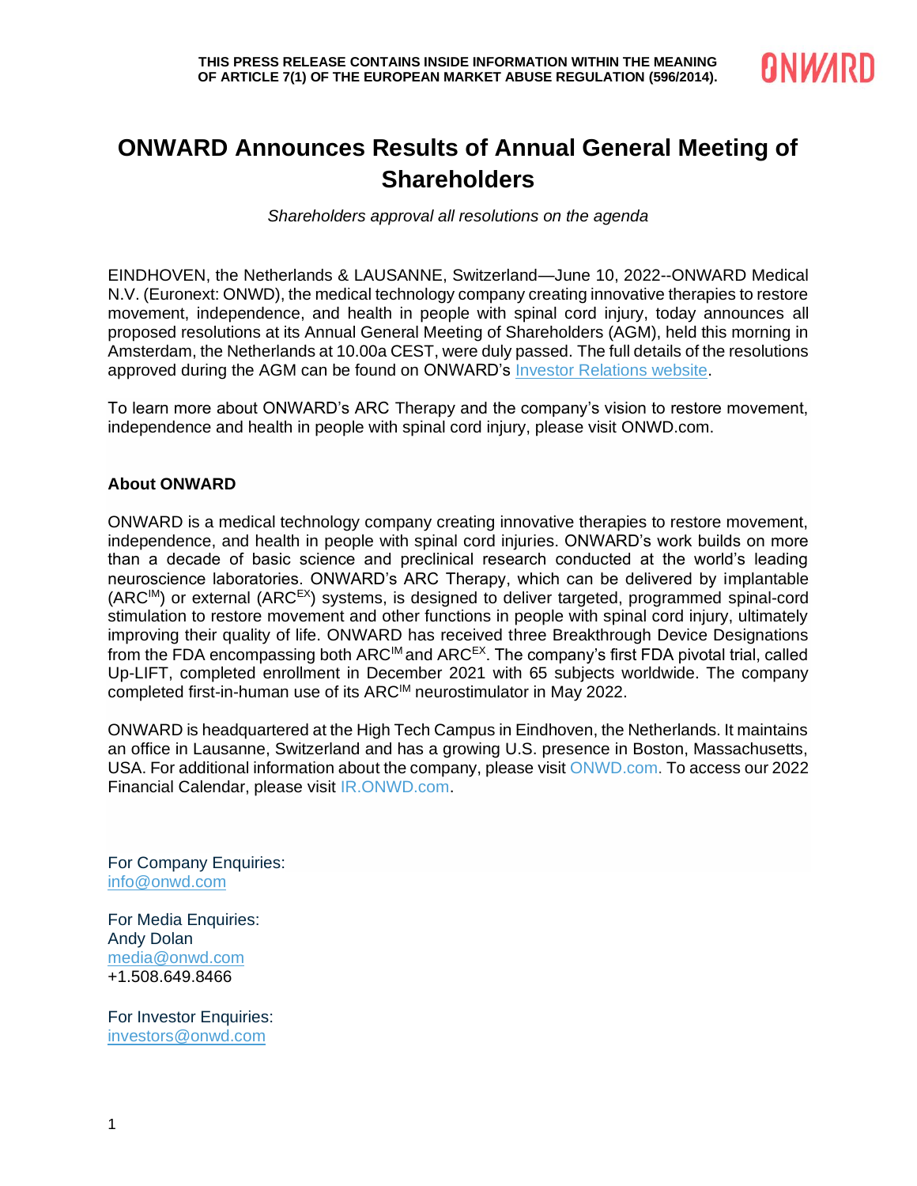**THIS PRESS RELEASE CONTAINS INSIDE INFORMATION WITHIN THE MEANING OF ARTICLE 7(1) OF THE EUROPEAN MARKET ABUSE REGULATION (596/2014).**

# ONWARD Announces Results of Annual General Meeting of Shareholders

*Shareholders approval all resolutions on the agenda*

EINDHOVEN, the Netherlands & LAUSANNE, Switzerland—June 10, 2022--ONWARD Medical N.V. (Euronext: ONWD), the medical technology company creating innovative therapies to restore movement, independence, and health in people with spinal cord injury, today announces all proposed resolutions at its Annual General Meeting of Shareholders (AGM), held this morning in Amsterdam, the Netherlands at 10.00a CEST, were duly passed. The full details of the resolutions approved during the AGM can be found on ONWARD's Investor Relations website.

To learn more about ONWARD's ARC Therapy and the company's vision to restore movement, independence and health in people with spinal cord injury, please visit ONWD.com.

**About ONWARD**

ONWARD is a medical technology company creating innovative therapies to restore movement, independence, and health in people with spinal cord injuries. ONWARD's work builds on more than a decade of basic science and preclinical research conducted at the world's leading neuroscience laboratories. ONWARD's ARC Therapy, which can be delivered by implantable (ARC^IM) or external (ARC^EX) systems, is designed to deliver targeted, programmed spinal-cord stimulation to restore movement and other functions in people with spinal cord injury, ultimately improving their quality of life. ONWARD has received three Breakthrough Device Designations from the FDA encompassing both ARC^IM and ARC^EX. The company's first FDA pivotal trial, called Up-LIFT, completed enrollment in December 2021 with 65 subjects worldwide. The company completed first-in-human use of its ARC^IM neurostimulator in May 2022.

ONWARD is headquartered at the High Tech Campus in Eindhoven, the Netherlands. It maintains an office in Lausanne, Switzerland and has a growing U.S. presence in Boston, Massachusetts, USA. For additional information about the company, please visit ONWD.com. To access our 2022 Financial Calendar, please visit IR.ONWD.com.

For Company Enquiries:
info@onwd.com

For Media Enquiries:
Andy Dolan
media@onwd.com
+1.508.649.8466

For Investor Enquiries:
investors@onwd.com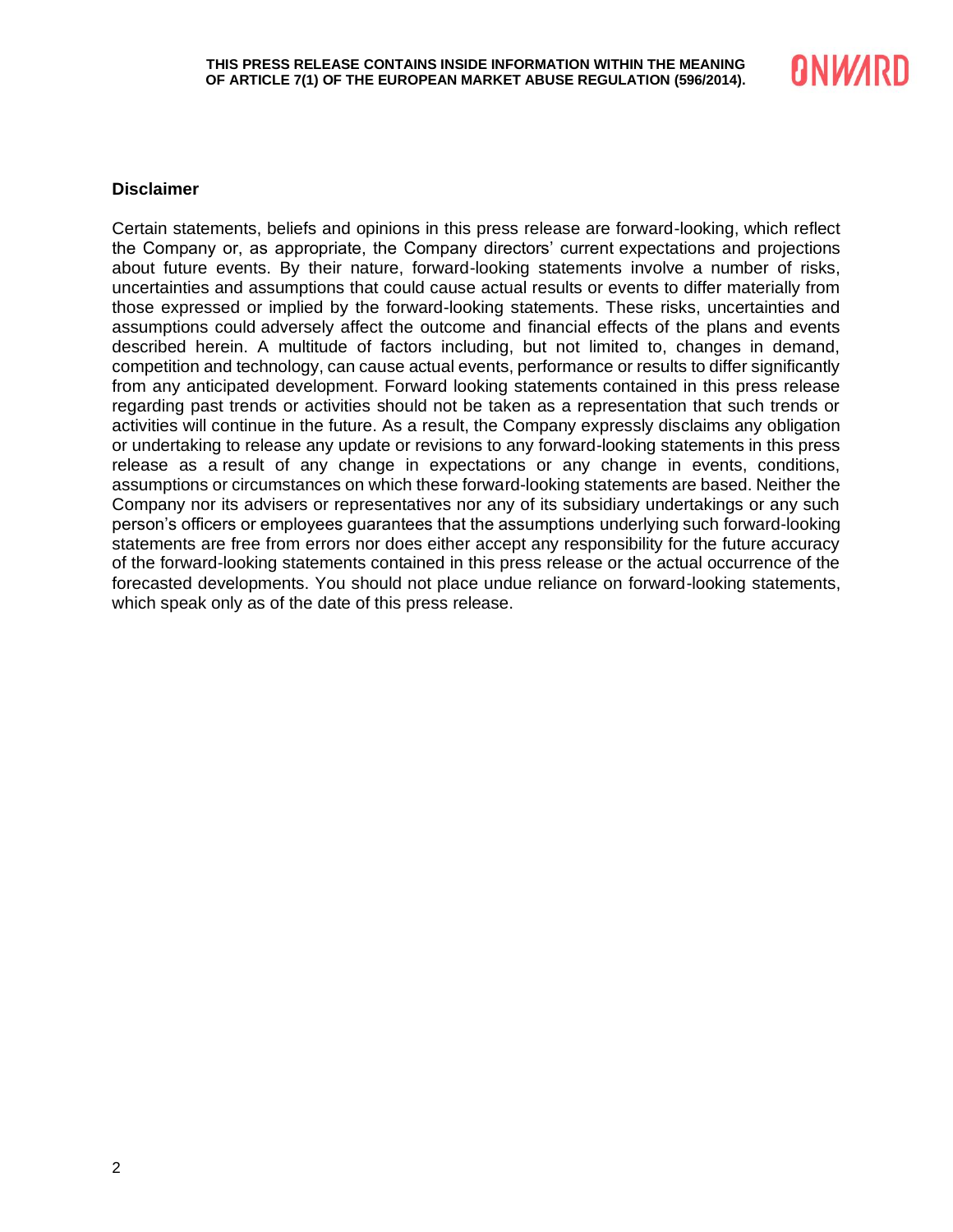**Disclaimer**

Certain statements, beliefs and opinions in this press release are forward-looking, which reflect the Company or, as appropriate, the Company directors' current expectations and projections about future events. By their nature, forward-looking statements involve a number of risks, uncertainties and assumptions that could cause actual results or events to differ materially from those expressed or implied by the forward-looking statements. These risks, uncertainties and assumptions could adversely affect the outcome and financial effects of the plans and events described herein. A multitude of factors including, but not limited to, changes in demand, competition and technology, can cause actual events, performance or results to differ significantly from any anticipated development. Forward looking statements contained in this press release regarding past trends or activities should not be taken as a representation that such trends or activities will continue in the future. As a result, the Company expressly disclaims any obligation or undertaking to release any update or revisions to any forward-looking statements in this press release as a result of any change in expectations or any change in events, conditions, assumptions or circumstances on which these forward-looking statements are based. Neither the Company nor its advisers or representatives nor any of its subsidiary undertakings or any such person's officers or employees guarantees that the assumptions underlying such forward-looking statements are free from errors nor does either accept any responsibility for the future accuracy of the forward-looking statements contained in this press release or the actual occurrence of the forecasted developments. You should not place undue reliance on forward-looking statements, which speak only as of the date of this press release.